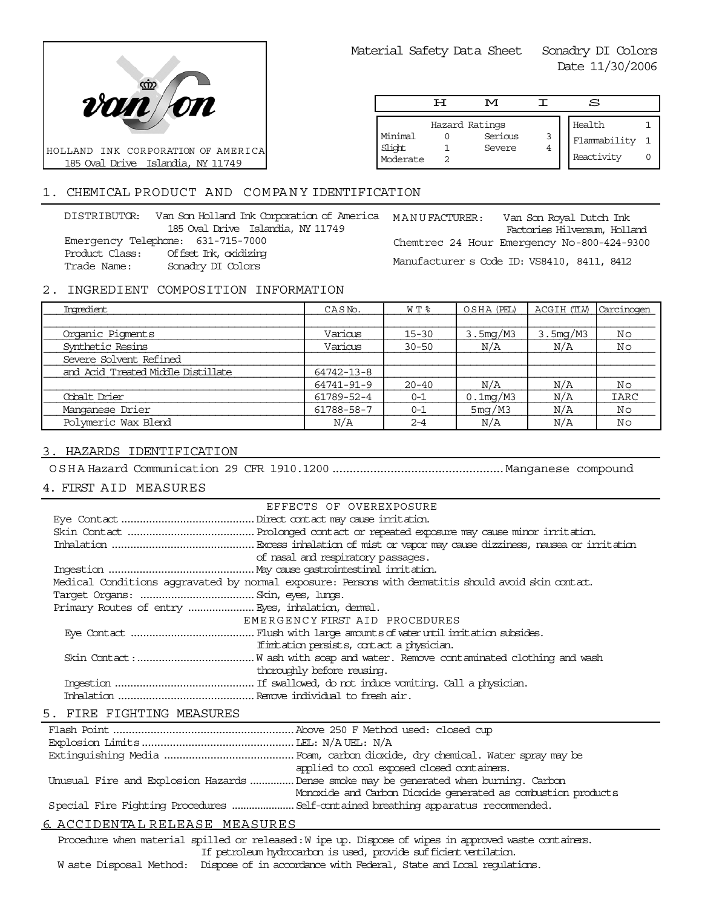HOLLAND INK CORPORATION OF AMERICA
185 Oval Drive Islandia, NY 11749

Material Safety Data Sheet Sonadry DI Colors
Date 11/30/2006

**H M I S**

| Hazard Ratings | | | |
|---|---|---|---|
| Minimal | 0 | Serious | 3 |
| Slight | 1 | Severe | 4 |
| Moderate | 2 | | |

| | |
|---|---|
| Health | 1 |
| Flammability | 1 |
| Reactivity | 0 |

## 1. CHEMICAL PRODUCT AND COMPANY IDENTIFICATION

DISTRIBUTOR: Van Son Holland Ink Corporation of America
185 Oval Drive Islandia, NY 11749
Emergency Telephone: 631-715-7000
Product Class: Offset Ink, oxidizing
Trade Name: Sonadry DI Colors

MANUFACTURER: Van Son Royal Dutch Ink Factories Hilversum, Holland
Chemtrec 24 Hour Emergency No-800-424-9300
Manufacturer s Code ID: VS8410, 8411, 8412

## 2. INGREDIENT COMPOSITION INFORMATION

| Ingredient | CAS No. | WT % | OSHA (PEL) | ACGIH (TLV) | Carcinogen |
|---|---|---|---|---|---|
| Organic Pigments | Various | 15-30 | 3.5mg/M3 | 3.5mg/M3 | No |
| Synthetic Resins | Various | 30-50 | N/A | N/A | No |
| Severe Solvent Refined and Acid Treated Middle Distillate | 64742-13-8 64741-91-9 | 20-40 | N/A | N/A | No |
| Cobalt Drier | 61789-52-4 | 0-1 | 0.1mg/M3 | N/A | IARC |
| Manganese Drier | 61788-58-7 | 0-1 | 5mg/M3 | N/A | No |
| Polymeric Wax Blend | N/A | 2-4 | N/A | N/A | No |

## 3. HAZARDS IDENTIFICATION

OSHA Hazard Communication 29 CFR 1910.1200 .................. Manganese compound

## 4. FIRST AID MEASURES

EFFECTS OF OVEREXPOSURE

Eye Contact .................. Direct contact may cause irritation.
Skin Contact .................. Prolonged contact or repeated exposure may cause minor irritation.
Inhalation .................. Excess inhalation of mist or vapor may cause dizziness, nausea or irritation of nasal and respiratory passages.
Ingestion .................. May cause gastrointestinal irritation.
Medical Conditions aggravated by normal exposure: Persons with dermatitis should avoid skin contact.
Target Organs: .................. Skin, eyes, lungs.
Primary Routes of entry .................. Eyes, inhalation, dermal.

EMERGENCY FIRST AID PROCEDURES

Eye Contact .................. Flush with large amounts of water until irritation subsides. If irritation persists, contact a physician.
Skin Contact: .................. Wash with soap and water. Remove contaminated clothing and wash thoroughly before reusing.
Ingestion .................. If swallowed, do not induce vomiting. Call a physician.
Inhalation .................. Remove individual to fresh air.

## 5. FIRE FIGHTING MEASURES

Flash Point .................. Above 250 F Method used: closed cup
Explosion Limits .................. LEL: N/A UEL: N/A
Extinguishing Media .................. Foam, carbon dioxide, dry chemical. Water spray may be applied to cool exposed closed containers.
Unusual Fire and Explosion Hazards .................. Dense smoke may be generated when burning. Carbon Monoxide and Carbon Dioxide generated as combustion products
Special Fire Fighting Procedures .................. Self-contained breathing apparatus recommended.

## 6. ACCIDENTAL RELEASE MEASURES

Procedure when material spilled or released: Wipe up. Dispose of wipes in approved waste containers. If petroleum hydrocarbon is used, provide sufficient ventilation.
Waste Disposal Method: Dispose of in accordance with Federal, State and Local regulations.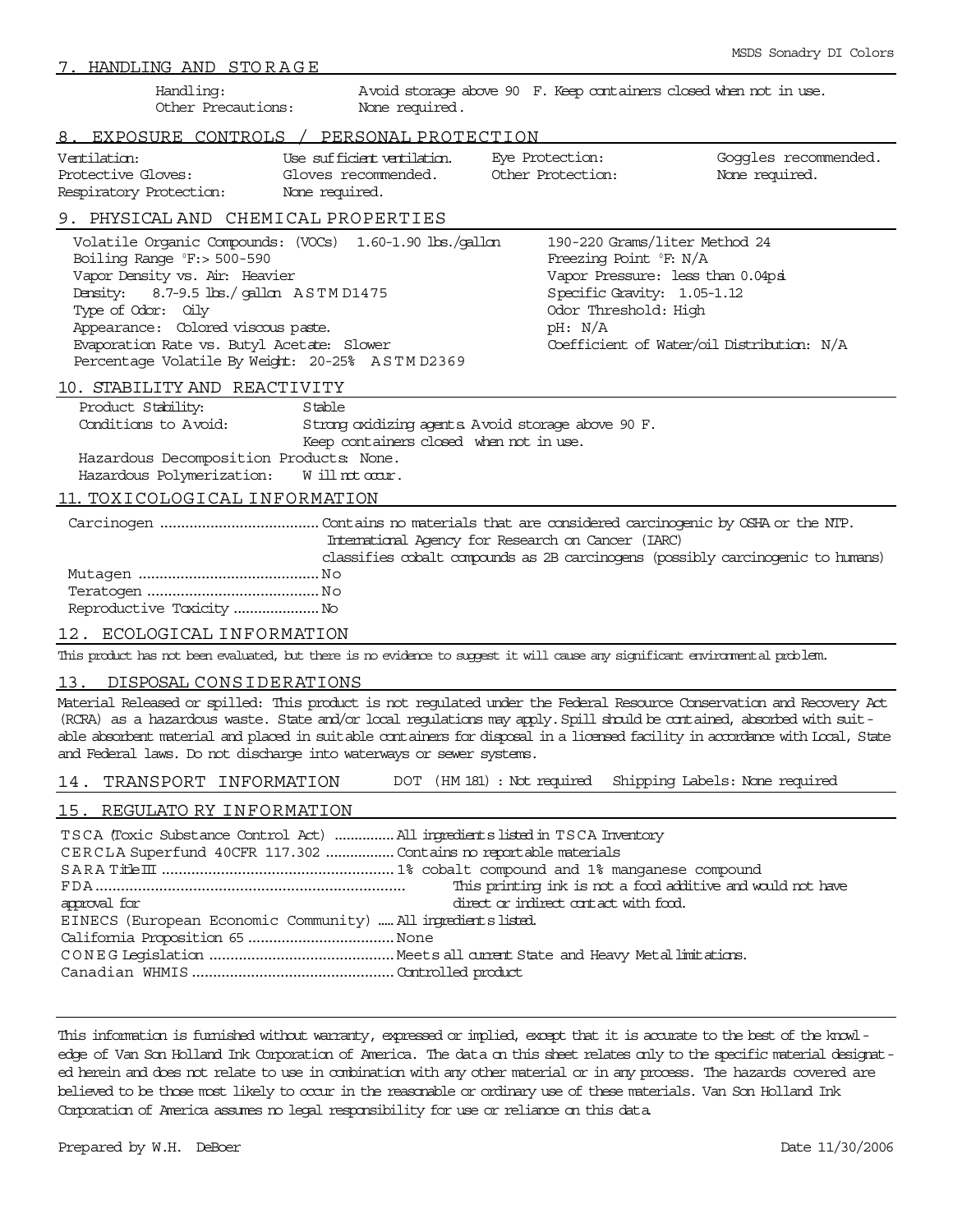## 7. HANDLING AND STORAGE

| | |
|---|---|
| Handling: | Avoid storage above 90 F. Keep containers closed when not in use. |
| Other Precautions: | None required. |

## 8. EXPOSURE CONTROLS / PERSONAL PROTECTION

| | | | |
|---|---|---|---|
| Ventilation: | Use sufficient ventilation. | Eye Protection: | Goggles recommended. |
| Protective Gloves: | Gloves recommended. | Other Protection: | None required. |
| Respiratory Protection: | None required. | | |

## 9. PHYSICAL AND CHEMICAL PROPERTIES

Volatile Organic Compounds: (VOCs) 1.60-1.90 lbs./gallon — 190-220 Grams/liter Method 24
Boiling Range °F:> 500-590
Freezing Point °F: N/A
Vapor Density vs. Air: Heavier
Vapor Pressure: less than 0.04psi
Density: 8.7-9.5 lbs./gallon ASTM D1475
Specific Gravity: 1.05-1.12
Type of Odor: Oily
Odor Threshold: High
Appearance: Colored viscous paste.
pH: N/A
Evaporation Rate vs. Butyl Acetate: Slower
Coefficient of Water/oil Distribution: N/A
Percentage Volatile By Weight: 20-25% ASTM D2369

## 10. STABILITY AND REACTIVITY

Product Stability: Stable
Conditions to Avoid: Strong oxidizing agents. Avoid storage above 90 F. Keep containers closed when not in use.
Hazardous Decomposition Products: None.
Hazardous Polymerization: Will not occur.

## 11. TOXICOLOGICAL INFORMATION

Carcinogen ........................................ Contains no materials that are considered carcinogenic by OSHA or the NTP. International Agency for Research on Cancer (IARC) classifies cobalt compounds as 2B carcinogens (possibly carcinogenic to humans)
Mutagen ............................................. No
Teratogen ........................................... No
Reproductive Toxicity ..................... No

## 12. ECOLOGICAL INFORMATION

This product has not been evaluated, but there is no evidence to suggest it will cause any significant environmental problem.

## 13. DISPOSAL CONSIDERATIONS

Material Released or spilled: This product is not regulated under the Federal Resource Conservation and Recovery Act (RCRA) as a hazardous waste. State and/or local regulations may apply. Spill should be contained, absorbed with suitable absorbent material and placed in suitable containers for disposal in a licensed facility in accordance with Local, State and Federal laws. Do not discharge into waterways or sewer systems.

## 14. TRANSPORT INFORMATION

DOT (HM 181) : Not required   Shipping Labels: None required

## 15. REGULATORY INFORMATION

TSCA (Toxic Substance Control Act) ............... All ingredients listed in TSCA Inventory
CERCLA Superfund 40CFR 117.302 ................ Contains no reportable materials
SARA Title III ........................................................ 1% cobalt compound and 1% manganese compound
FDA ......................................................................... This printing ink is not a food additive and would not have approval for direct or indirect contact with food.
EINECS (European Economic Community) ..... All ingredients listed.
California Proposition 65 .................................. None
CONEG Legislation ........................................... Meets all current State and Heavy Metal limitations.
Canadian WHMIS ............................................... Controlled product

---

This information is furnished without warranty, expressed or implied, except that it is accurate to the best of the knowledge of Van Son Holland Ink Corporation of America. The data on this sheet relates only to the specific material designated herein and does not relate to use in combination with any other material or in any process. The hazards covered are believed to be those most likely to occur in the reasonable or ordinary use of these materials. Van Son Holland Ink Corporation of America assumes no legal responsibility for use or reliance on this data.

Prepared by W.H. DeBoer   Date 11/30/2006